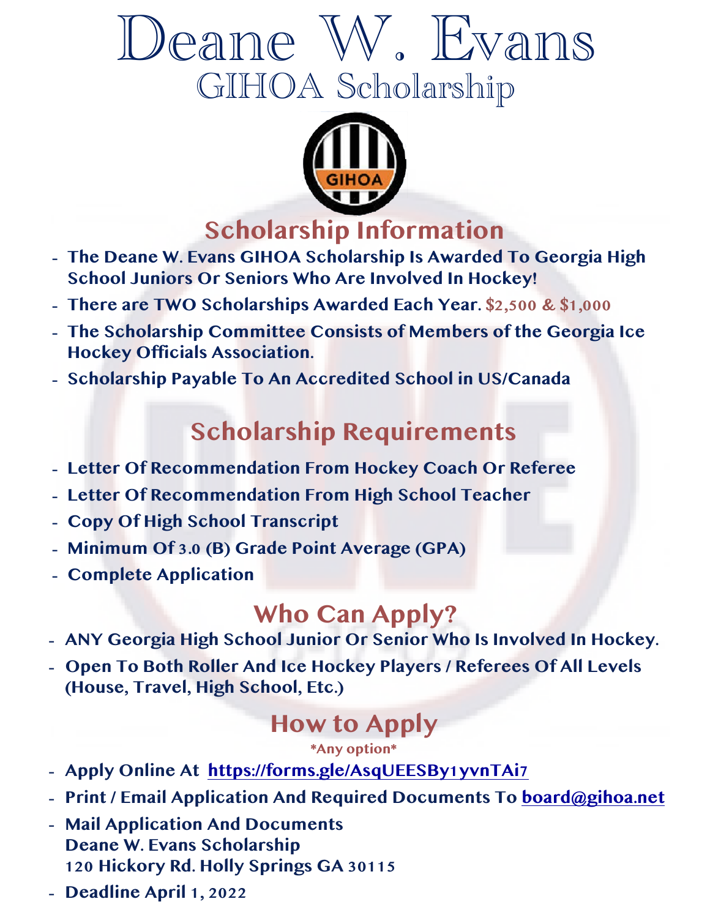# Deane W. Evans

## GIHOA Scholarship

## Scholarship Information

- **The Deane W. Evans GIHOA Scholarship Is Awarded To Georgia High School Juniors Or Seniors Who Are Involved In Hockey!**
- **There are TWO Scholarships Awarded Each Year. $2,500 & $1,000**
- **The Scholarship Committee Consists of Members of the Georgia Ice Hockey Officials Association.**
- **Scholarship Payable To An Accredited School in US/Canada**

## Scholarship Requirements

- **Letter Of Recommendation From Hockey Coach Or Referee**
- **Letter Of Recommendation From High School Teacher**
- **Copy Of High School Transcript**
- **Minimum Of 3.0 (B) Grade Point Average (GPA)**
- **Complete Application**

## Who Can Apply?

- **ANY Georgia High School Junior Or Senior Who Is Involved In Hockey.**
- **Open To Both Roller And Ice Hockey Players / Referees Of All Levels (House, Travel, High School, Etc.)**

## How to Apply

*Any option*

- **Apply Online At https://forms.gle/AsqUEESBy1yvnTAi7**
- **Print / Email Application And Required Documents To board@gihoa.net**
- **Mail Application And Documents**
  **Deane W. Evans Scholarship**
  **120 Hickory Rd. Holly Springs GA 30115**
- **Deadline April 1, 2022**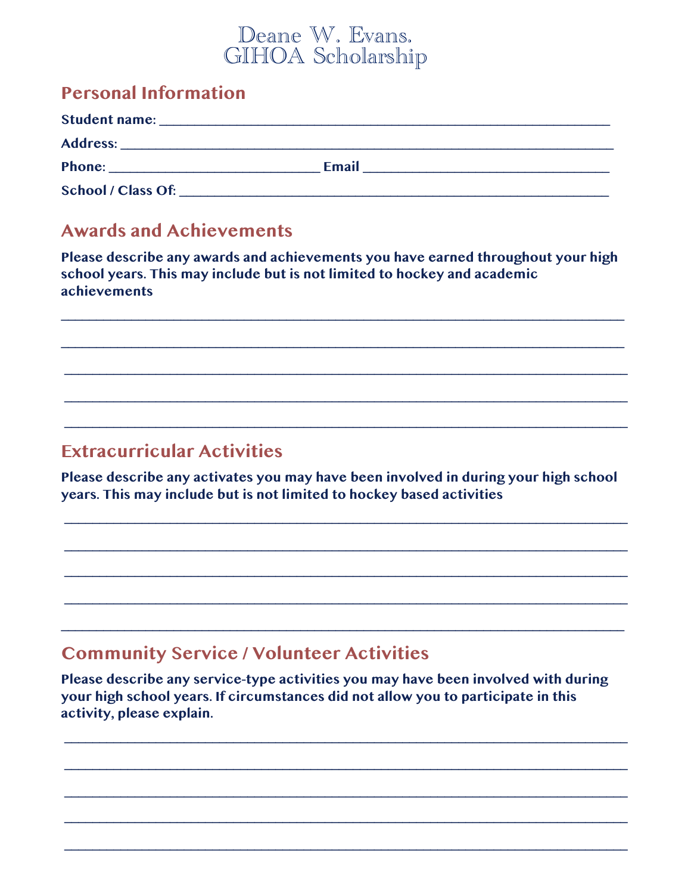# Deane W. Evans.
# GIHOA Scholarship

## Personal Information

**Student name:** ____________________________________________________________

**Address:** _______________________________________________________________

**Phone:** ___________________________ **Email** ______________________________

**School / Class Of:** _________________________________________________________

## Awards and Achievements

**Please describe any awards and achievements you have earned throughout your high school years. This may include but is not limited to hockey and academic achievements**

_______________________________________________________________________________

_______________________________________________________________________________

_______________________________________________________________________________

_______________________________________________________________________________

_______________________________________________________________________________

## Extracurricular Activities

**Please describe any activates you may have been involved in during your high school years. This may include but is not limited to hockey based activities**

_______________________________________________________________________________

_______________________________________________________________________________

_______________________________________________________________________________

_______________________________________________________________________________

_______________________________________________________________________________

## Community Service / Volunteer Activities

**Please describe any service-type activities you may have been involved with during your high school years. If circumstances did not allow you to participate in this activity, please explain.**

_______________________________________________________________________________

_______________________________________________________________________________

_______________________________________________________________________________

_______________________________________________________________________________

_______________________________________________________________________________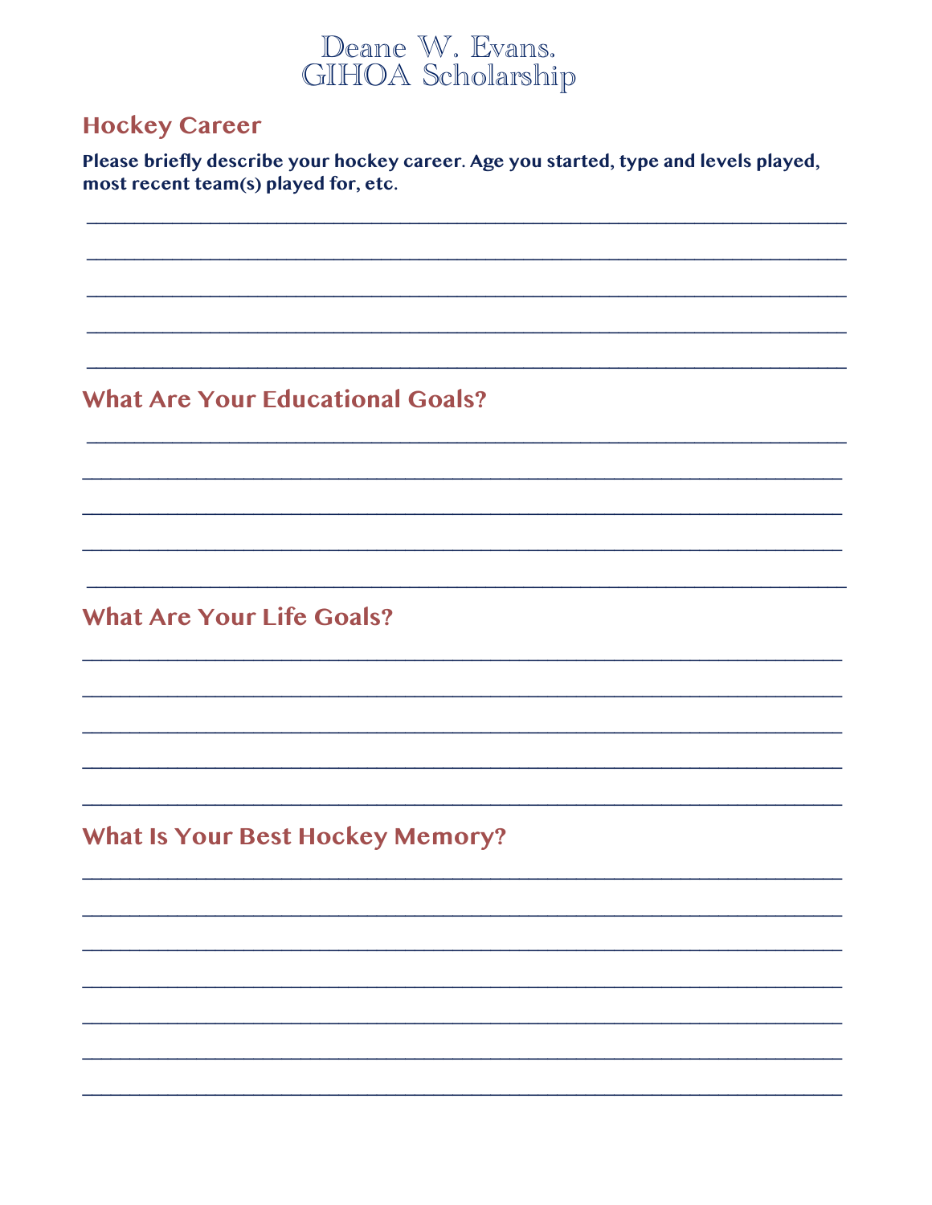# Deane W. Evans.
# GIHOA Scholarship

## Hockey Career

**Please briefly describe your hockey career. Age you started, type and levels played, most recent team(s) played for, etc.**

______________________________________________________________________________

______________________________________________________________________________

______________________________________________________________________________

______________________________________________________________________________

______________________________________________________________________________

## What Are Your Educational Goals?

______________________________________________________________________________

______________________________________________________________________________

______________________________________________________________________________

______________________________________________________________________________

______________________________________________________________________________

## What Are Your Life Goals?

______________________________________________________________________________

______________________________________________________________________________

______________________________________________________________________________

______________________________________________________________________________

______________________________________________________________________________

## What Is Your Best Hockey Memory?

______________________________________________________________________________

______________________________________________________________________________

______________________________________________________________________________

______________________________________________________________________________

______________________________________________________________________________

______________________________________________________________________________

______________________________________________________________________________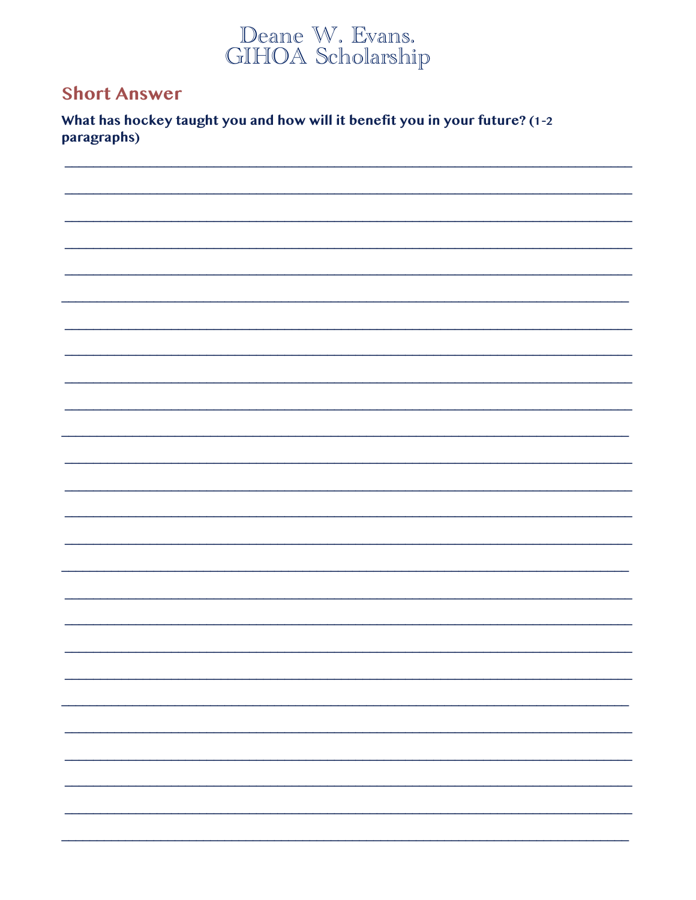# Deane W. Evans. GIHOA Scholarship

## Short Answer

**What has hockey taught you and how will it benefit you in your future? (1-2 paragraphs)**

___________________________________________________________________________

___________________________________________________________________________

___________________________________________________________________________

___________________________________________________________________________

___________________________________________________________________________

___________________________________________________________________________

___________________________________________________________________________

___________________________________________________________________________

___________________________________________________________________________

___________________________________________________________________________

___________________________________________________________________________

___________________________________________________________________________

___________________________________________________________________________

___________________________________________________________________________

___________________________________________________________________________

___________________________________________________________________________

___________________________________________________________________________

___________________________________________________________________________

___________________________________________________________________________

___________________________________________________________________________

___________________________________________________________________________

___________________________________________________________________________

___________________________________________________________________________

___________________________________________________________________________

___________________________________________________________________________

___________________________________________________________________________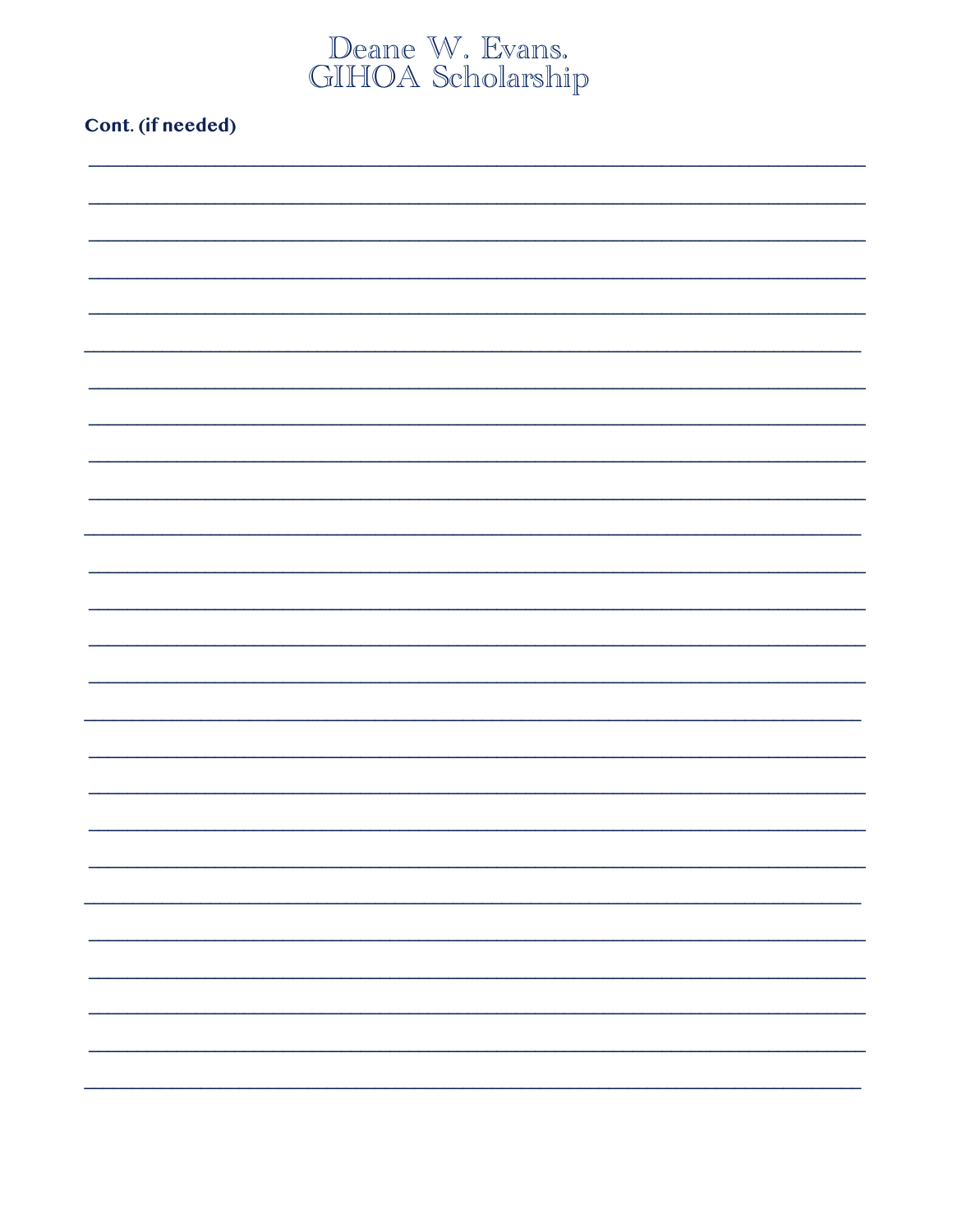# Deane W. Evans.
# GIHOA Scholarship

**Cont. (if needed)**